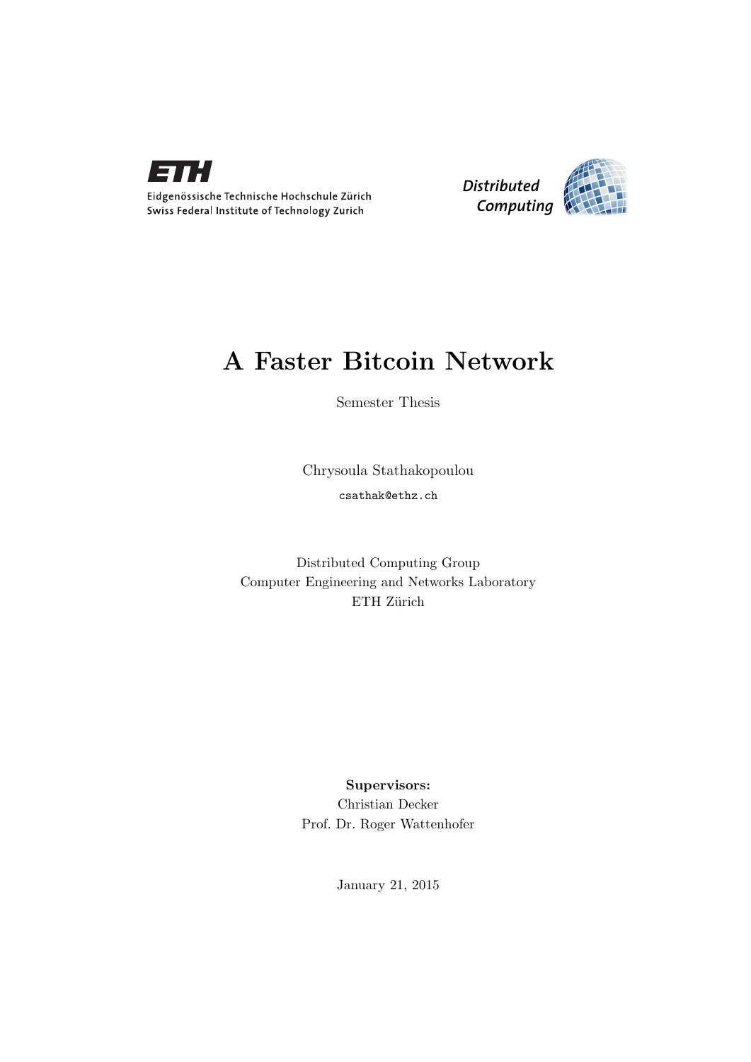Eidgenössische Technische Hochschule Zürich
Swiss Federal Institute of Technology Zurich

Distributed Computing

# A Faster Bitcoin Network

Semester Thesis

Chrysoula Stathakopoulou

csathak@ethz.ch

Distributed Computing Group
Computer Engineering and Networks Laboratory
ETH Zürich

**Supervisors:**
Christian Decker
Prof. Dr. Roger Wattenhofer

January 21, 2015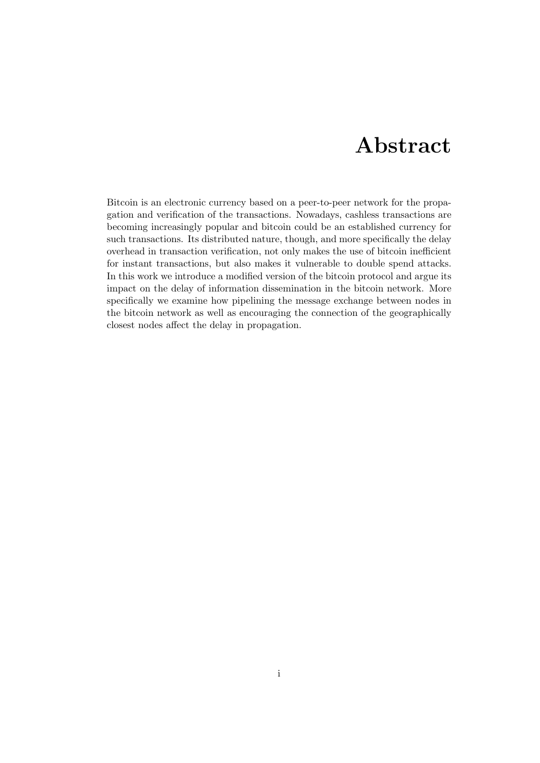# Abstract

Bitcoin is an electronic currency based on a peer-to-peer network for the propagation and verification of the transactions. Nowadays, cashless transactions are becoming increasingly popular and bitcoin could be an established currency for such transactions. Its distributed nature, though, and more specifically the delay overhead in transaction verification, not only makes the use of bitcoin inefficient for instant transactions, but also makes it vulnerable to double spend attacks. In this work we introduce a modified version of the bitcoin protocol and argue its impact on the delay of information dissemination in the bitcoin network. More specifically we examine how pipelining the message exchange between nodes in the bitcoin network as well as encouraging the connection of the geographically closest nodes affect the delay in propagation.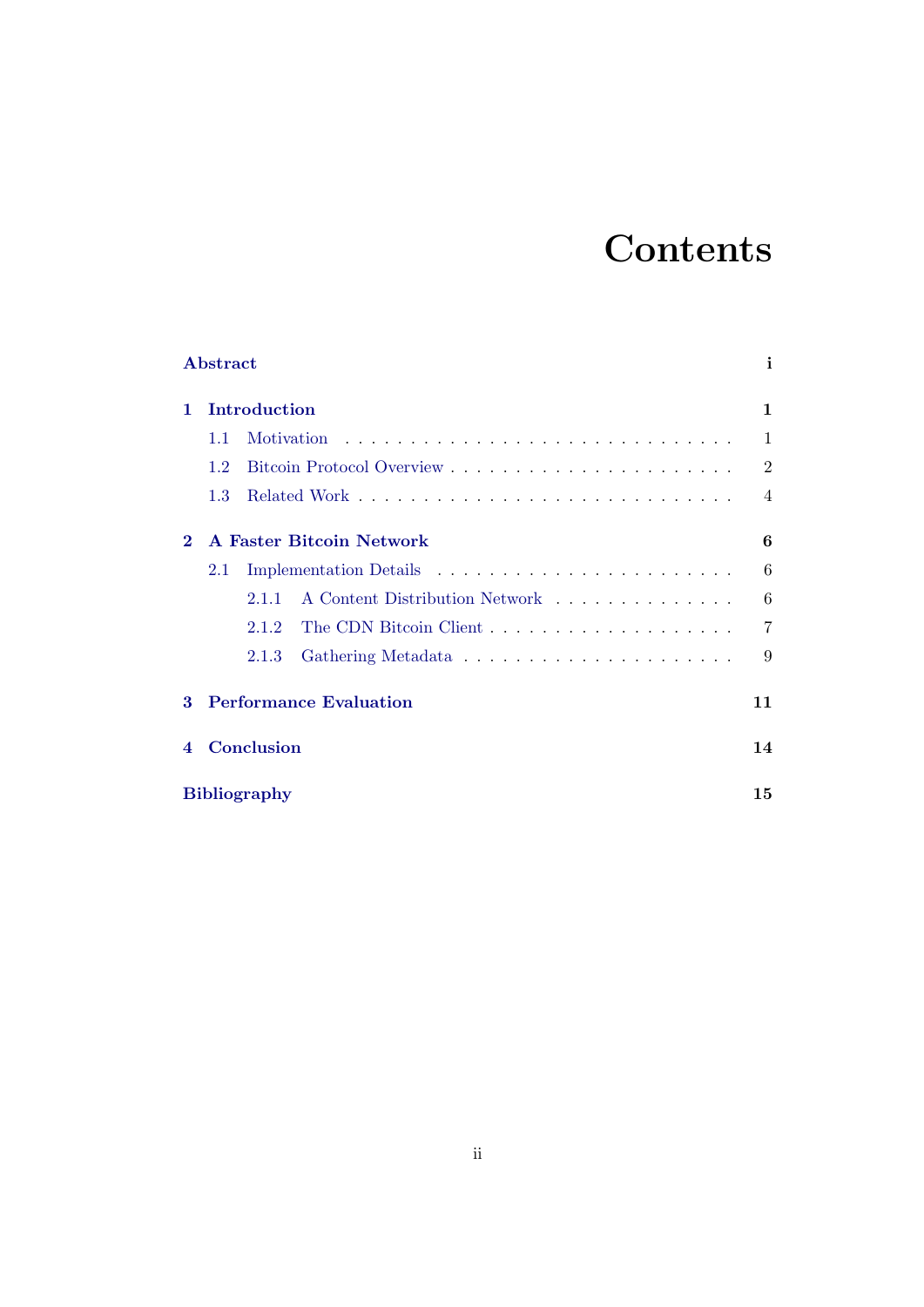# Contents

| | |
|---|---|
| **Abstract** | **i** |
| **1 Introduction** | **1** |
| 1.1 Motivation | 1 |
| 1.2 Bitcoin Protocol Overview | 2 |
| 1.3 Related Work | 4 |
| **2 A Faster Bitcoin Network** | **6** |
| 2.1 Implementation Details | 6 |
| 2.1.1 A Content Distribution Network | 6 |
| 2.1.2 The CDN Bitcoin Client | 7 |
| 2.1.3 Gathering Metadata | 9 |
| **3 Performance Evaluation** | **11** |
| **4 Conclusion** | **14** |
| **Bibliography** | **15** |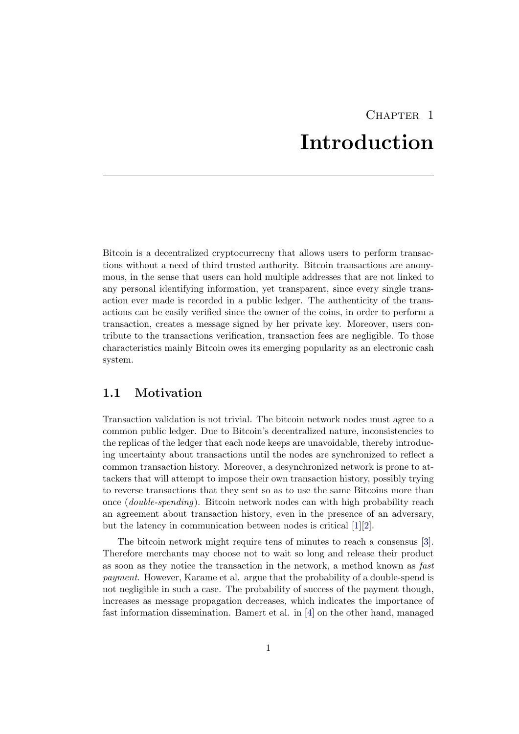# Chapter 1
# Introduction

Bitcoin is a decentralized cryptocurrecny that allows users to perform transactions without a need of third trusted authority. Bitcoin transactions are anonymous, in the sense that users can hold multiple addresses that are not linked to any personal identifying information, yet transparent, since every single transaction ever made is recorded in a public ledger. The authenticity of the transactions can be easily verified since the owner of the coins, in order to perform a transaction, creates a message signed by her private key. Moreover, users contribute to the transactions verification, transaction fees are negligible. To those characteristics mainly Bitcoin owes its emerging popularity as an electronic cash system.

## 1.1 Motivation

Transaction validation is not trivial. The bitcoin network nodes must agree to a common public ledger. Due to Bitcoin's decentralized nature, inconsistencies to the replicas of the ledger that each node keeps are unavoidable, thereby introducing uncertainty about transactions until the nodes are synchronized to reflect a common transaction history. Moreover, a desynchronized network is prone to attackers that will attempt to impose their own transaction history, possibly trying to reverse transactions that they sent so as to use the same Bitcoins more than once (*double-spending*). Bitcoin network nodes can with high probability reach an agreement about transaction history, even in the presence of an adversary, but the latency in communication between nodes is critical [1][2].

The bitcoin network might require tens of minutes to reach a consensus [3]. Therefore merchants may choose not to wait so long and release their product as soon as they notice the transaction in the network, a method known as *fast payment*. However, Karame et al. argue that the probability of a double-spend is not negligible in such a case. The probability of success of the payment though, increases as message propagation decreases, which indicates the importance of fast information dissemination. Bamert et al. in [4] on the other hand, managed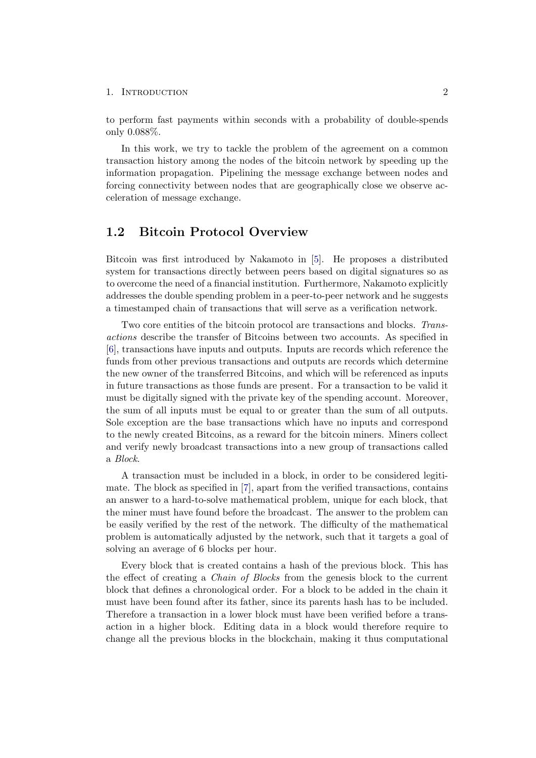to perform fast payments within seconds with a probability of double-spends only 0.088%.

In this work, we try to tackle the problem of the agreement on a common transaction history among the nodes of the bitcoin network by speeding up the information propagation. Pipelining the message exchange between nodes and forcing connectivity between nodes that are geographically close we observe acceleration of message exchange.

## 1.2 Bitcoin Protocol Overview

Bitcoin was first introduced by Nakamoto in [5]. He proposes a distributed system for transactions directly between peers based on digital signatures so as to overcome the need of a financial institution. Furthermore, Nakamoto explicitly addresses the double spending problem in a peer-to-peer network and he suggests a timestamped chain of transactions that will serve as a verification network.

Two core entities of the bitcoin protocol are transactions and blocks. *Transactions* describe the transfer of Bitcoins between two accounts. As specified in [6], transactions have inputs and outputs. Inputs are records which reference the funds from other previous transactions and outputs are records which determine the new owner of the transferred Bitcoins, and which will be referenced as inputs in future transactions as those funds are present. For a transaction to be valid it must be digitally signed with the private key of the spending account. Moreover, the sum of all inputs must be equal to or greater than the sum of all outputs. Sole exception are the base transactions which have no inputs and correspond to the newly created Bitcoins, as a reward for the bitcoin miners. Miners collect and verify newly broadcast transactions into a new group of transactions called a *Block*.

A transaction must be included in a block, in order to be considered legitimate. The block as specified in [7], apart from the verified transactions, contains an answer to a hard-to-solve mathematical problem, unique for each block, that the miner must have found before the broadcast. The answer to the problem can be easily verified by the rest of the network. The difficulty of the mathematical problem is automatically adjusted by the network, such that it targets a goal of solving an average of 6 blocks per hour.

Every block that is created contains a hash of the previous block. This has the effect of creating a *Chain of Blocks* from the genesis block to the current block that defines a chronological order. For a block to be added in the chain it must have been found after its father, since its parents hash has to be included. Therefore a transaction in a lower block must have been verified before a transaction in a higher block. Editing data in a block would therefore require to change all the previous blocks in the blockchain, making it thus computational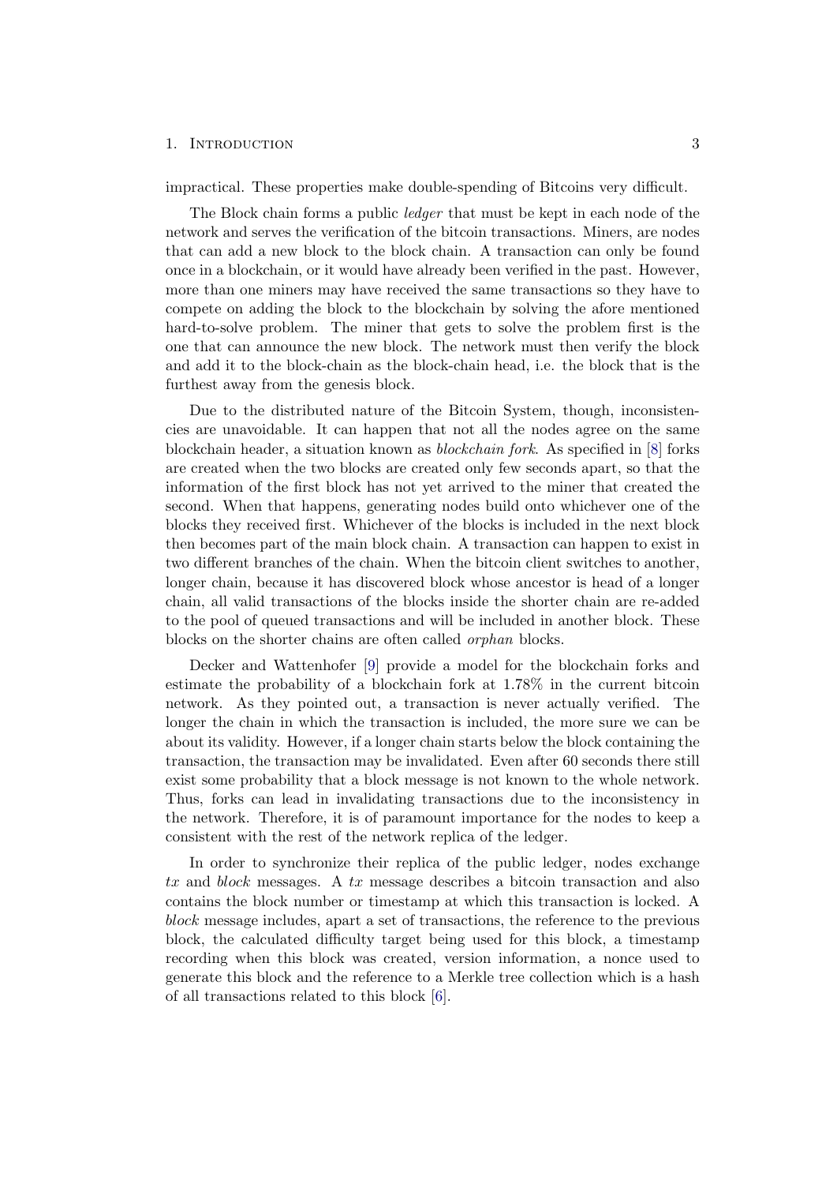impractical. These properties make double-spending of Bitcoins very difficult.

The Block chain forms a public *ledger* that must be kept in each node of the network and serves the verification of the bitcoin transactions. Miners, are nodes that can add a new block to the block chain. A transaction can only be found once in a blockchain, or it would have already been verified in the past. However, more than one miners may have received the same transactions so they have to compete on adding the block to the blockchain by solving the afore mentioned hard-to-solve problem. The miner that gets to solve the problem first is the one that can announce the new block. The network must then verify the block and add it to the block-chain as the block-chain head, i.e. the block that is the furthest away from the genesis block.

Due to the distributed nature of the Bitcoin System, though, inconsistencies are unavoidable. It can happen that not all the nodes agree on the same blockchain header, a situation known as *blockchain fork*. As specified in [8] forks are created when the two blocks are created only few seconds apart, so that the information of the first block has not yet arrived to the miner that created the second. When that happens, generating nodes build onto whichever one of the blocks they received first. Whichever of the blocks is included in the next block then becomes part of the main block chain. A transaction can happen to exist in two different branches of the chain. When the bitcoin client switches to another, longer chain, because it has discovered block whose ancestor is head of a longer chain, all valid transactions of the blocks inside the shorter chain are re-added to the pool of queued transactions and will be included in another block. These blocks on the shorter chains are often called *orphan* blocks.

Decker and Wattenhofer [9] provide a model for the blockchain forks and estimate the probability of a blockchain fork at 1.78% in the current bitcoin network. As they pointed out, a transaction is never actually verified. The longer the chain in which the transaction is included, the more sure we can be about its validity. However, if a longer chain starts below the block containing the transaction, the transaction may be invalidated. Even after 60 seconds there still exist some probability that a block message is not known to the whole network. Thus, forks can lead in invalidating transactions due to the inconsistency in the network. Therefore, it is of paramount importance for the nodes to keep a consistent with the rest of the network replica of the ledger.

In order to synchronize their replica of the public ledger, nodes exchange *tx* and *block* messages. A *tx* message describes a bitcoin transaction and also contains the block number or timestamp at which this transaction is locked. A *block* message includes, apart a set of transactions, the reference to the previous block, the calculated difficulty target being used for this block, a timestamp recording when this block was created, version information, a nonce used to generate this block and the reference to a Merkle tree collection which is a hash of all transactions related to this block [6].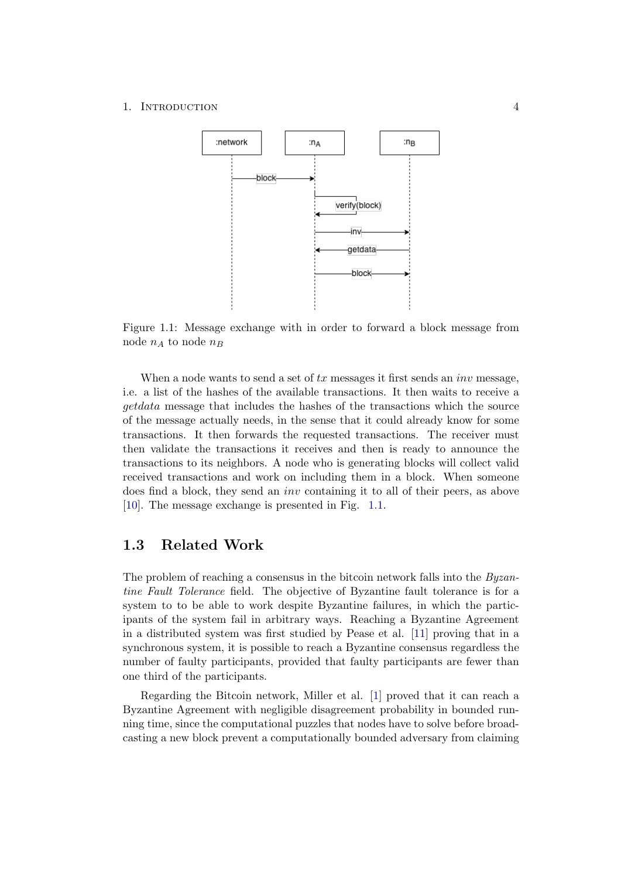Figure 1.1: Message exchange with in order to forward a block message from node $n_A$ to node $n_B$

When a node wants to send a set of *tx* messages it first sends an *inv* message, i.e. a list of the hashes of the available transactions. It then waits to receive a *getdata* message that includes the hashes of the transactions which the source of the message actually needs, in the sense that it could already know for some transactions. It then forwards the requested transactions. The receiver must then validate the transactions it receives and then is ready to announce the transactions to its neighbors. A node who is generating blocks will collect valid received transactions and work on including them in a block. When someone does find a block, they send an *inv* containing it to all of their peers, as above [10]. The message exchange is presented in Fig. 1.1.

## 1.3 Related Work

The problem of reaching a consensus in the bitcoin network falls into the *Byzantine Fault Tolerance* field. The objective of Byzantine fault tolerance is for a system to to be able to work despite Byzantine failures, in which the participants of the system fail in arbitrary ways. Reaching a Byzantine Agreement in a distributed system was first studied by Pease et al. [11] proving that in a synchronous system, it is possible to reach a Byzantine consensus regardless the number of faulty participants, provided that faulty participants are fewer than one third of the participants.

Regarding the Bitcoin network, Miller et al. [1] proved that it can reach a Byzantine Agreement with negligible disagreement probability in bounded running time, since the computational puzzles that nodes have to solve before broadcasting a new block prevent a computationally bounded adversary from claiming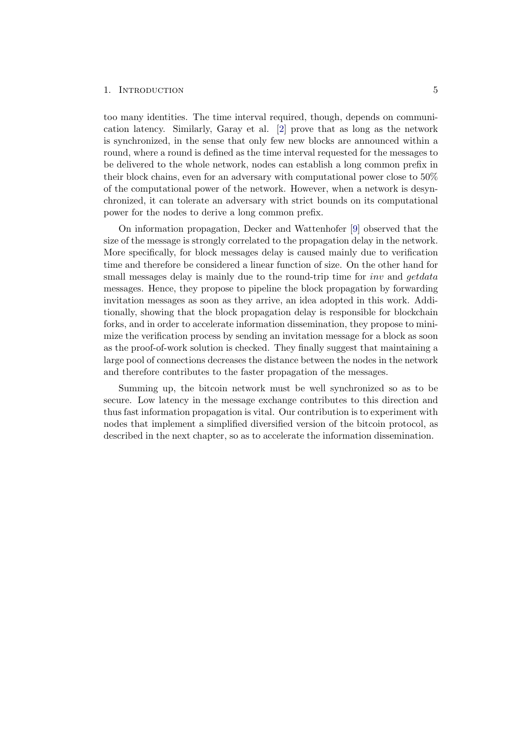too many identities. The time interval required, though, depends on communication latency. Similarly, Garay et al. [2] prove that as long as the network is synchronized, in the sense that only few new blocks are announced within a round, where a round is defined as the time interval requested for the messages to be delivered to the whole network, nodes can establish a long common prefix in their block chains, even for an adversary with computational power close to 50% of the computational power of the network. However, when a network is desynchronized, it can tolerate an adversary with strict bounds on its computational power for the nodes to derive a long common prefix.

On information propagation, Decker and Wattenhofer [9] observed that the size of the message is strongly correlated to the propagation delay in the network. More specifically, for block messages delay is caused mainly due to verification time and therefore be considered a linear function of size. On the other hand for small messages delay is mainly due to the round-trip time for *inv* and *getdata* messages. Hence, they propose to pipeline the block propagation by forwarding invitation messages as soon as they arrive, an idea adopted in this work. Additionally, showing that the block propagation delay is responsible for blockchain forks, and in order to accelerate information dissemination, they propose to minimize the verification process by sending an invitation message for a block as soon as the proof-of-work solution is checked. They finally suggest that maintaining a large pool of connections decreases the distance between the nodes in the network and therefore contributes to the faster propagation of the messages.

Summing up, the bitcoin network must be well synchronized so as to be secure. Low latency in the message exchange contributes to this direction and thus fast information propagation is vital. Our contribution is to experiment with nodes that implement a simplified diversified version of the bitcoin protocol, as described in the next chapter, so as to accelerate the information dissemination.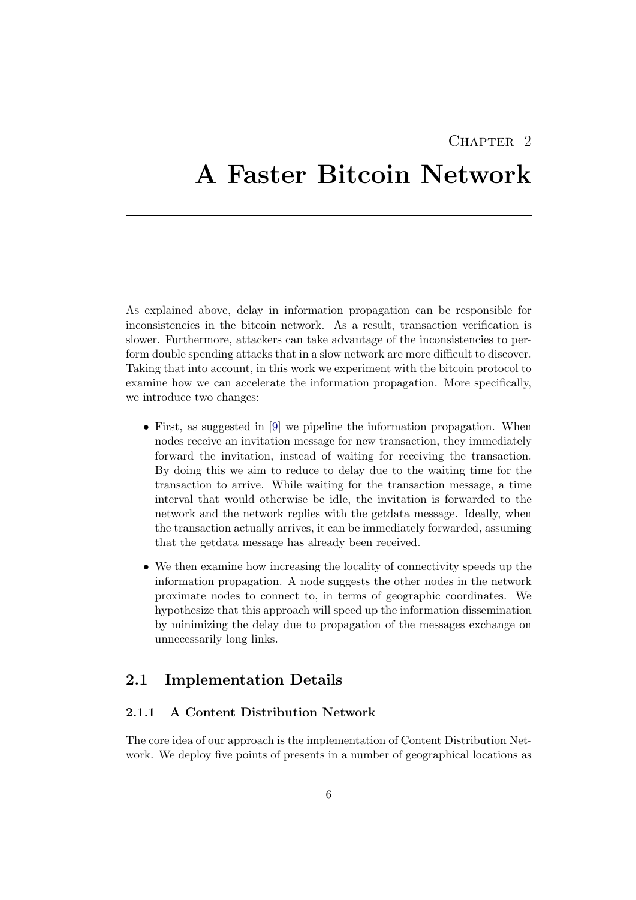# Chapter 2

# A Faster Bitcoin Network

As explained above, delay in information propagation can be responsible for inconsistencies in the bitcoin network. As a result, transaction verification is slower. Furthermore, attackers can take advantage of the inconsistencies to perform double spending attacks that in a slow network are more difficult to discover. Taking that into account, in this work we experiment with the bitcoin protocol to examine how we can accelerate the information propagation. More specifically, we introduce two changes:

- First, as suggested in [9] we pipeline the information propagation. When nodes receive an invitation message for new transaction, they immediately forward the invitation, instead of waiting for receiving the transaction. By doing this we aim to reduce to delay due to the waiting time for the transaction to arrive. While waiting for the transaction message, a time interval that would otherwise be idle, the invitation is forwarded to the network and the network replies with the getdata message. Ideally, when the transaction actually arrives, it can be immediately forwarded, assuming that the getdata message has already been received.
- We then examine how increasing the locality of connectivity speeds up the information propagation. A node suggests the other nodes in the network proximate nodes to connect to, in terms of geographic coordinates. We hypothesize that this approach will speed up the information dissemination by minimizing the delay due to propagation of the messages exchange on unnecessarily long links.

## 2.1 Implementation Details

### 2.1.1 A Content Distribution Network

The core idea of our approach is the implementation of Content Distribution Network. We deploy five points of presents in a number of geographical locations as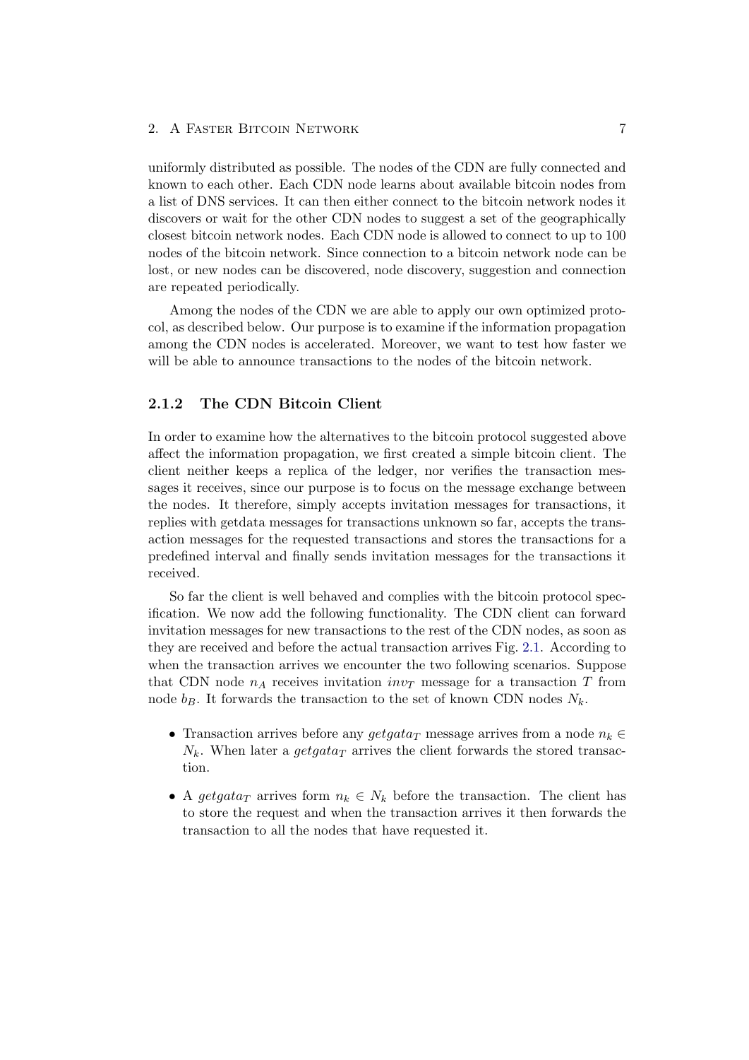uniformly distributed as possible. The nodes of the CDN are fully connected and known to each other. Each CDN node learns about available bitcoin nodes from a list of DNS services. It can then either connect to the bitcoin network nodes it discovers or wait for the other CDN nodes to suggest a set of the geographically closest bitcoin network nodes. Each CDN node is allowed to connect to up to 100 nodes of the bitcoin network. Since connection to a bitcoin network node can be lost, or new nodes can be discovered, node discovery, suggestion and connection are repeated periodically.

Among the nodes of the CDN we are able to apply our own optimized protocol, as described below. Our purpose is to examine if the information propagation among the CDN nodes is accelerated. Moreover, we want to test how faster we will be able to announce transactions to the nodes of the bitcoin network.

### 2.1.2 The CDN Bitcoin Client

In order to examine how the alternatives to the bitcoin protocol suggested above affect the information propagation, we first created a simple bitcoin client. The client neither keeps a replica of the ledger, nor verifies the transaction messages it receives, since our purpose is to focus on the message exchange between the nodes. It therefore, simply accepts invitation messages for transactions, it replies with getdata messages for transactions unknown so far, accepts the transaction messages for the requested transactions and stores the transactions for a predefined interval and finally sends invitation messages for the transactions it received.

So far the client is well behaved and complies with the bitcoin protocol specification. We now add the following functionality. The CDN client can forward invitation messages for new transactions to the rest of the CDN nodes, as soon as they are received and before the actual transaction arrives Fig. 2.1. According to when the transaction arrives we encounter the two following scenarios. Suppose that CDN node $n_A$ receives invitation $inv_T$ message for a transaction $T$ from node $b_B$. It forwards the transaction to the set of known CDN nodes $N_k$.

- Transaction arrives before any $getgata_T$ message arrives from a node $n_k \in N_k$. When later a $getgata_T$ arrives the client forwards the stored transaction.
- A $getgata_T$ arrives form $n_k \in N_k$ before the transaction. The client has to store the request and when the transaction arrives it then forwards the transaction to all the nodes that have requested it.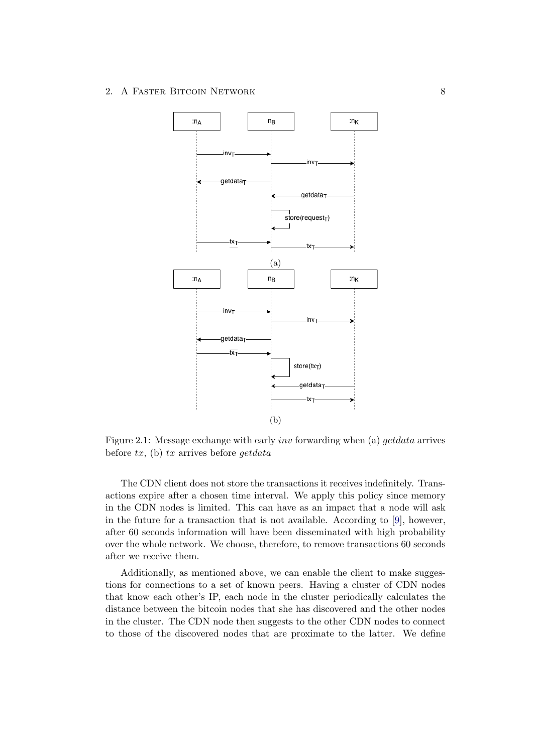Figure 2.1: Message exchange with early *inv* forwarding when (a) *getdata* arrives before *tx*, (b) *tx* arrives before *getdata*

The CDN client does not store the transactions it receives indefinitely. Transactions expire after a chosen time interval. We apply this policy since memory in the CDN nodes is limited. This can have as an impact that a node will ask in the future for a transaction that is not available. According to [9], however, after 60 seconds information will have been disseminated with high probability over the whole network. We choose, therefore, to remove transactions 60 seconds after we receive them.

Additionally, as mentioned above, we can enable the client to make suggestions for connections to a set of known peers. Having a cluster of CDN nodes that know each other's IP, each node in the cluster periodically calculates the distance between the bitcoin nodes that she has discovered and the other nodes in the cluster. The CDN node then suggests to the other CDN nodes to connect to those of the discovered nodes that are proximate to the latter. We define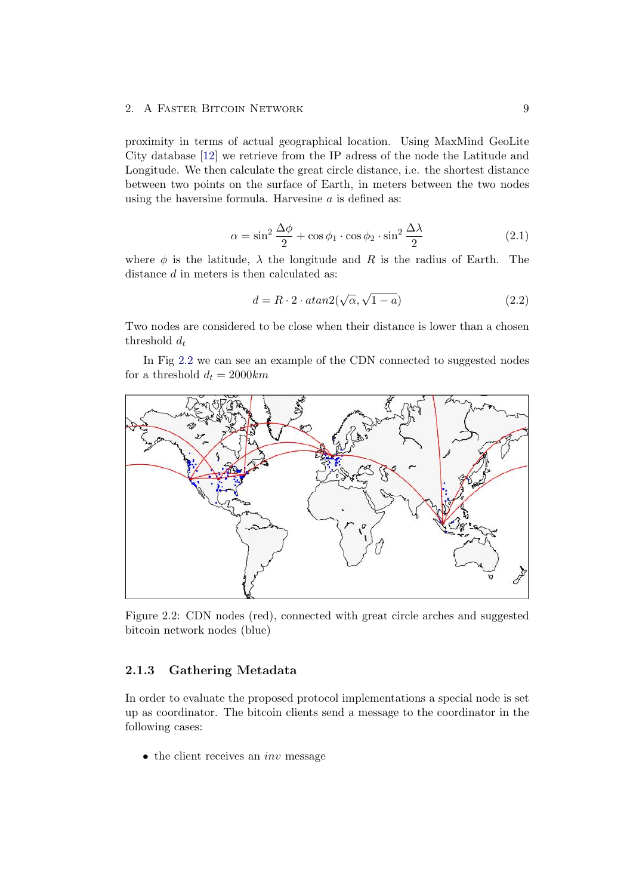proximity in terms of actual geographical location. Using MaxMind GeoLite City database [12] we retrieve from the IP adress of the node the Latitude and Longitude. We then calculate the great circle distance, i.e. the shortest distance between two points on the surface of Earth, in meters between the two nodes using the haversine formula. Harvesine $a$ is defined as:

$$\alpha = \sin^2 \frac{\Delta\phi}{2} + \cos\phi_1 \cdot \cos\phi_2 \cdot \sin^2 \frac{\Delta\lambda}{2} \tag{2.1}$$

where $\phi$ is the latitude, $\lambda$ the longitude and $R$ is the radius of Earth. The distance $d$ in meters is then calculated as:

$$d = R \cdot 2 \cdot atan2(\sqrt{\alpha}, \sqrt{1-a}) \tag{2.2}$$

Two nodes are considered to be close when their distance is lower than a chosen threshold $d_t$

In Fig 2.2 we can see an example of the CDN connected to suggested nodes for a threshold $d_t = 2000km$

Figure 2.2: CDN nodes (red), connected with great circle arches and suggested bitcoin network nodes (blue)

### 2.1.3 Gathering Metadata

In order to evaluate the proposed protocol implementations a special node is set up as coordinator. The bitcoin clients send a message to the coordinator in the following cases:

- the client receives an *inv* message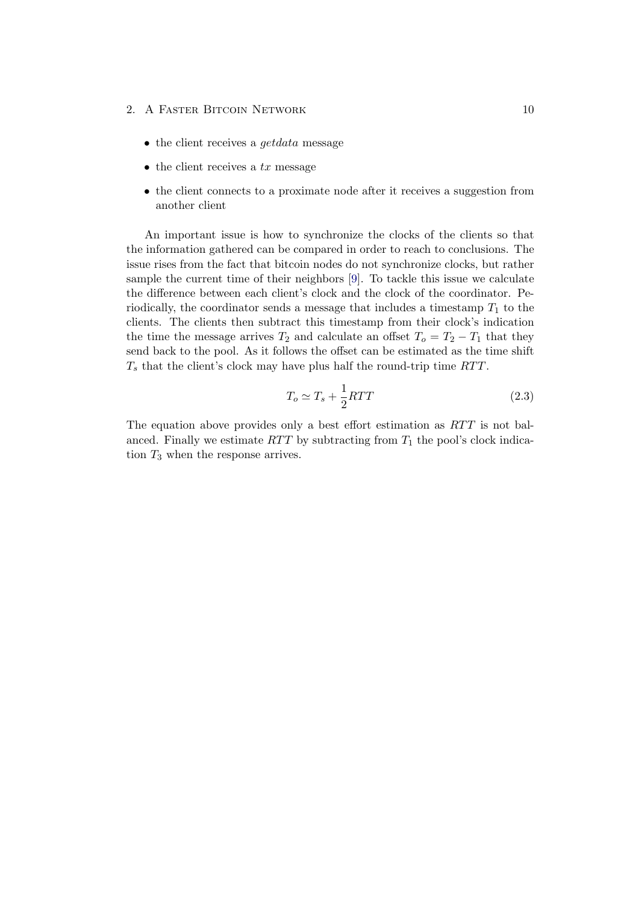- the client receives a *getdata* message
- the client receives a *tx* message
- the client connects to a proximate node after it receives a suggestion from another client

An important issue is how to synchronize the clocks of the clients so that the information gathered can be compared in order to reach to conclusions. The issue rises from the fact that bitcoin nodes do not synchronize clocks, but rather sample the current time of their neighbors [9]. To tackle this issue we calculate the difference between each client's clock and the clock of the coordinator. Periodically, the coordinator sends a message that includes a timestamp $T_1$ to the clients. The clients then subtract this timestamp from their clock's indication the time the message arrives $T_2$ and calculate an offset $T_o = T_2 - T_1$ that they send back to the pool. As it follows the offset can be estimated as the time shift $T_s$ that the client's clock may have plus half the round-trip time $RTT$.

$$T_o \simeq T_s + \frac{1}{2}RTT \tag{2.3}$$

The equation above provides only a best effort estimation as $RTT$ is not balanced. Finally we estimate $RTT$ by subtracting from $T_1$ the pool's clock indication $T_3$ when the response arrives.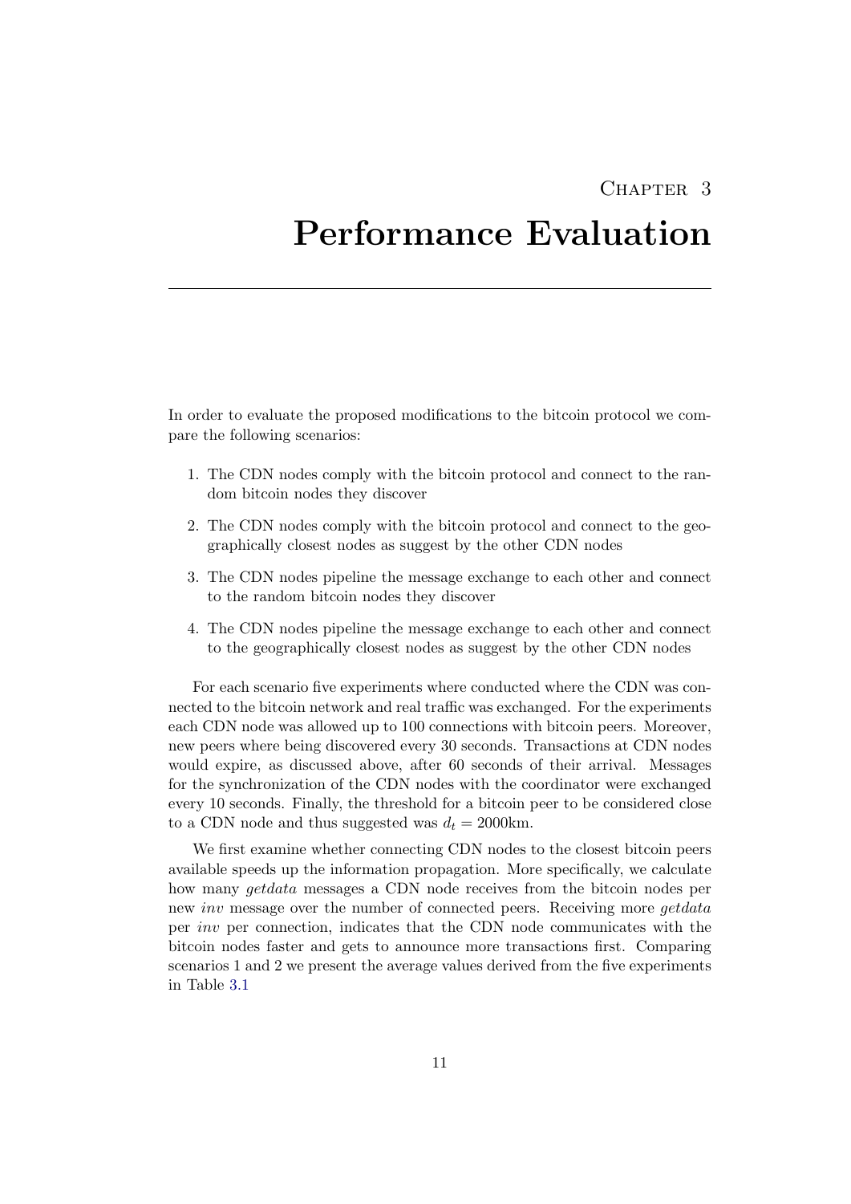# Chapter 3

# Performance Evaluation

In order to evaluate the proposed modifications to the bitcoin protocol we compare the following scenarios:

1. The CDN nodes comply with the bitcoin protocol and connect to the random bitcoin nodes they discover
2. The CDN nodes comply with the bitcoin protocol and connect to the geographically closest nodes as suggest by the other CDN nodes
3. The CDN nodes pipeline the message exchange to each other and connect to the random bitcoin nodes they discover
4. The CDN nodes pipeline the message exchange to each other and connect to the geographically closest nodes as suggest by the other CDN nodes

For each scenario five experiments where conducted where the CDN was connected to the bitcoin network and real traffic was exchanged. For the experiments each CDN node was allowed up to 100 connections with bitcoin peers. Moreover, new peers where being discovered every 30 seconds. Transactions at CDN nodes would expire, as discussed above, after 60 seconds of their arrival. Messages for the synchronization of the CDN nodes with the coordinator were exchanged every 10 seconds. Finally, the threshold for a bitcoin peer to be considered close to a CDN node and thus suggested was $d_t = 2000$km.

We first examine whether connecting CDN nodes to the closest bitcoin peers available speeds up the information propagation. More specifically, we calculate how many *getdata* messages a CDN node receives from the bitcoin nodes per new *inv* message over the number of connected peers. Receiving more *getdata* per *inv* per connection, indicates that the CDN node communicates with the bitcoin nodes faster and gets to announce more transactions first. Comparing scenarios 1 and 2 we present the average values derived from the five experiments in Table 3.1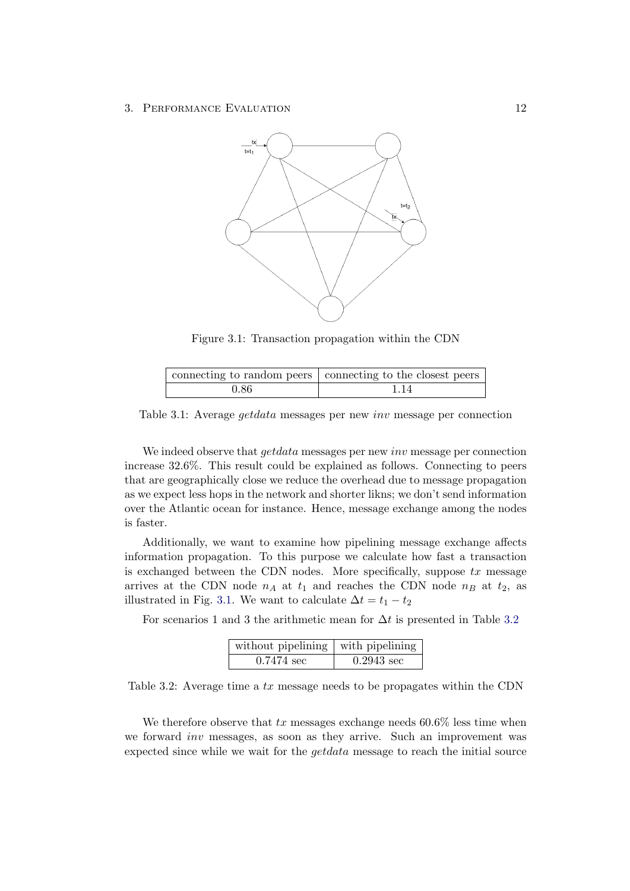Figure 3.1: Transaction propagation within the CDN

| connecting to random peers | connecting to the closest peers |
| --- | --- |
| 0.86 | 1.14 |

Table 3.1: Average *getdata* messages per new *inv* message per connection

We indeed observe that *getdata* messages per new *inv* message per connection increase 32.6%. This result could be explained as follows. Connecting to peers that are geographically close we reduce the overhead due to message propagation as we expect less hops in the network and shorter likns; we don't send information over the Atlantic ocean for instance. Hence, message exchange among the nodes is faster.

Additionally, we want to examine how pipelining message exchange affects information propagation. To this purpose we calculate how fast a transaction is exchanged between the CDN nodes. More specifically, suppose $tx$ message arrives at the CDN node $n_A$ at $t_1$ and reaches the CDN node $n_B$ at $t_2$, as illustrated in Fig. 3.1. We want to calculate $\Delta t = t_1 - t_2$

For scenarios 1 and 3 the arithmetic mean for $\Delta t$ is presented in Table 3.2

| without pipelining | with pipelining |
| --- | --- |
| 0.7474 sec | 0.2943 sec |

Table 3.2: Average time a $tx$ message needs to be propagates within the CDN

We therefore observe that $tx$ messages exchange needs 60.6% less time when we forward *inv* messages, as soon as they arrive. Such an improvement was expected since while we wait for the *getdata* message to reach the initial source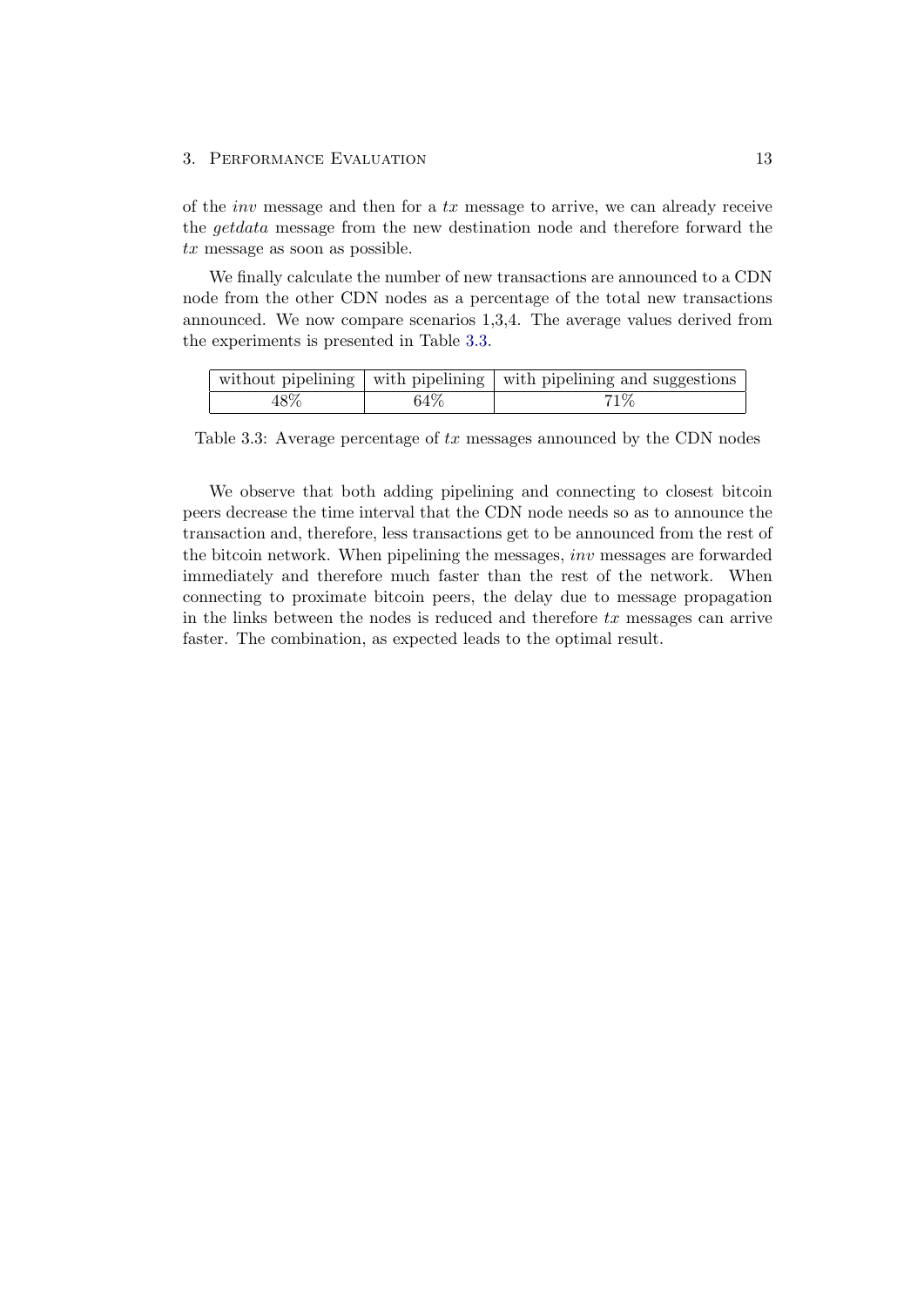of the *inv* message and then for a *tx* message to arrive, we can already receive the *getdata* message from the new destination node and therefore forward the *tx* message as soon as possible.

We finally calculate the number of new transactions are announced to a CDN node from the other CDN nodes as a percentage of the total new transactions announced. We now compare scenarios 1,3,4. The average values derived from the experiments is presented in Table 3.3.

| without pipelining | with pipelining | with pipelining and suggestions |
|---|---|---|
| 48% | 64% | 71% |

Table 3.3: Average percentage of *tx* messages announced by the CDN nodes

We observe that both adding pipelining and connecting to closest bitcoin peers decrease the time interval that the CDN node needs so as to announce the transaction and, therefore, less transactions get to be announced from the rest of the bitcoin network. When pipelining the messages, *inv* messages are forwarded immediately and therefore much faster than the rest of the network. When connecting to proximate bitcoin peers, the delay due to message propagation in the links between the nodes is reduced and therefore *tx* messages can arrive faster. The combination, as expected leads to the optimal result.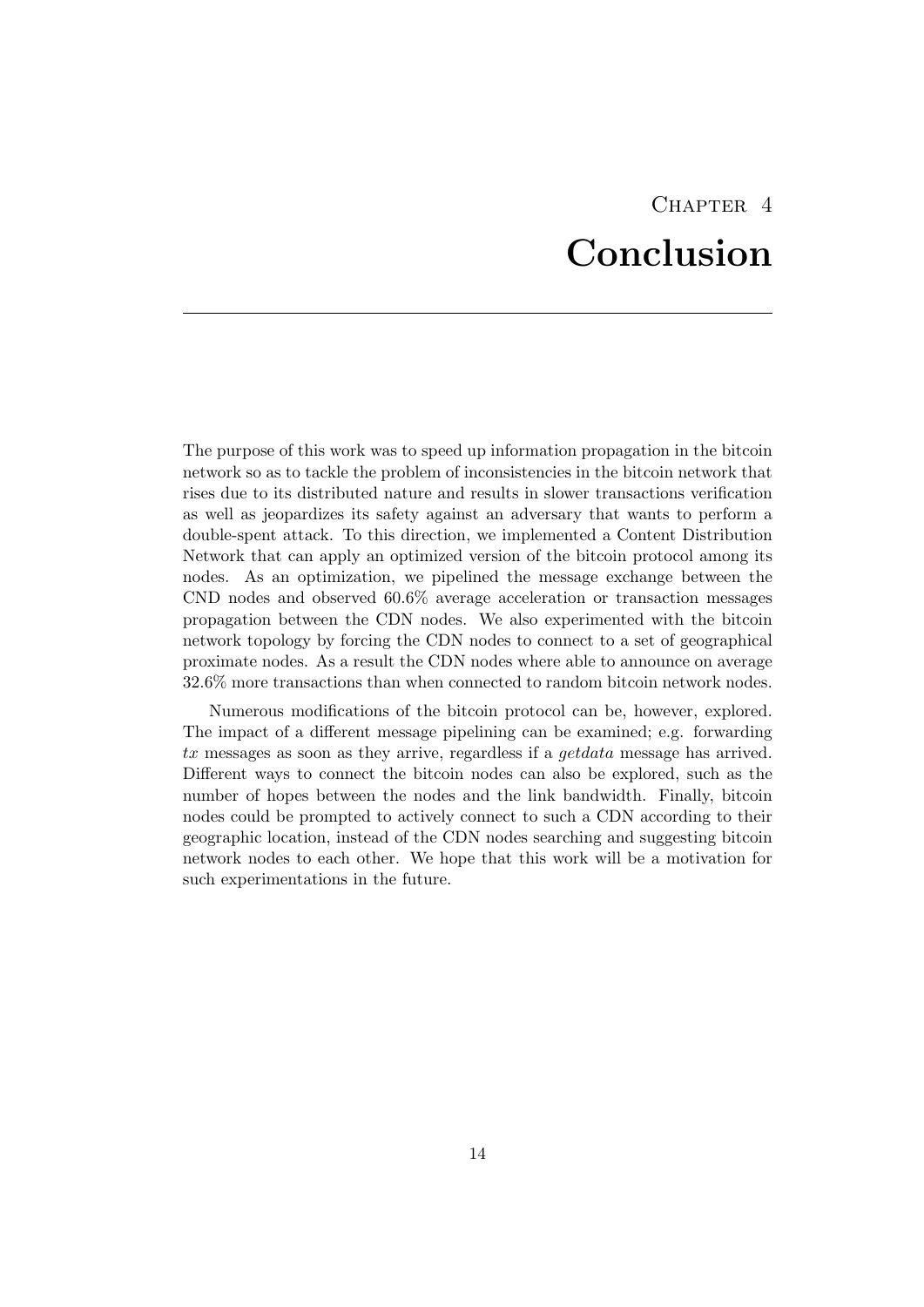# Chapter 4 Conclusion

The purpose of this work was to speed up information propagation in the bitcoin network so as to tackle the problem of inconsistencies in the bitcoin network that rises due to its distributed nature and results in slower transactions verification as well as jeopardizes its safety against an adversary that wants to perform a double-spent attack. To this direction, we implemented a Content Distribution Network that can apply an optimized version of the bitcoin protocol among its nodes. As an optimization, we pipelined the message exchange between the CND nodes and observed 60.6% average acceleration or transaction messages propagation between the CDN nodes. We also experimented with the bitcoin network topology by forcing the CDN nodes to connect to a set of geographical proximate nodes. As a result the CDN nodes where able to announce on average 32.6% more transactions than when connected to random bitcoin network nodes.

Numerous modifications of the bitcoin protocol can be, however, explored. The impact of a different message pipelining can be examined; e.g. forwarding *tx* messages as soon as they arrive, regardless if a *getdata* message has arrived. Different ways to connect the bitcoin nodes can also be explored, such as the number of hopes between the nodes and the link bandwidth. Finally, bitcoin nodes could be prompted to actively connect to such a CDN according to their geographic location, instead of the CDN nodes searching and suggesting bitcoin network nodes to each other. We hope that this work will be a motivation for such experimentations in the future.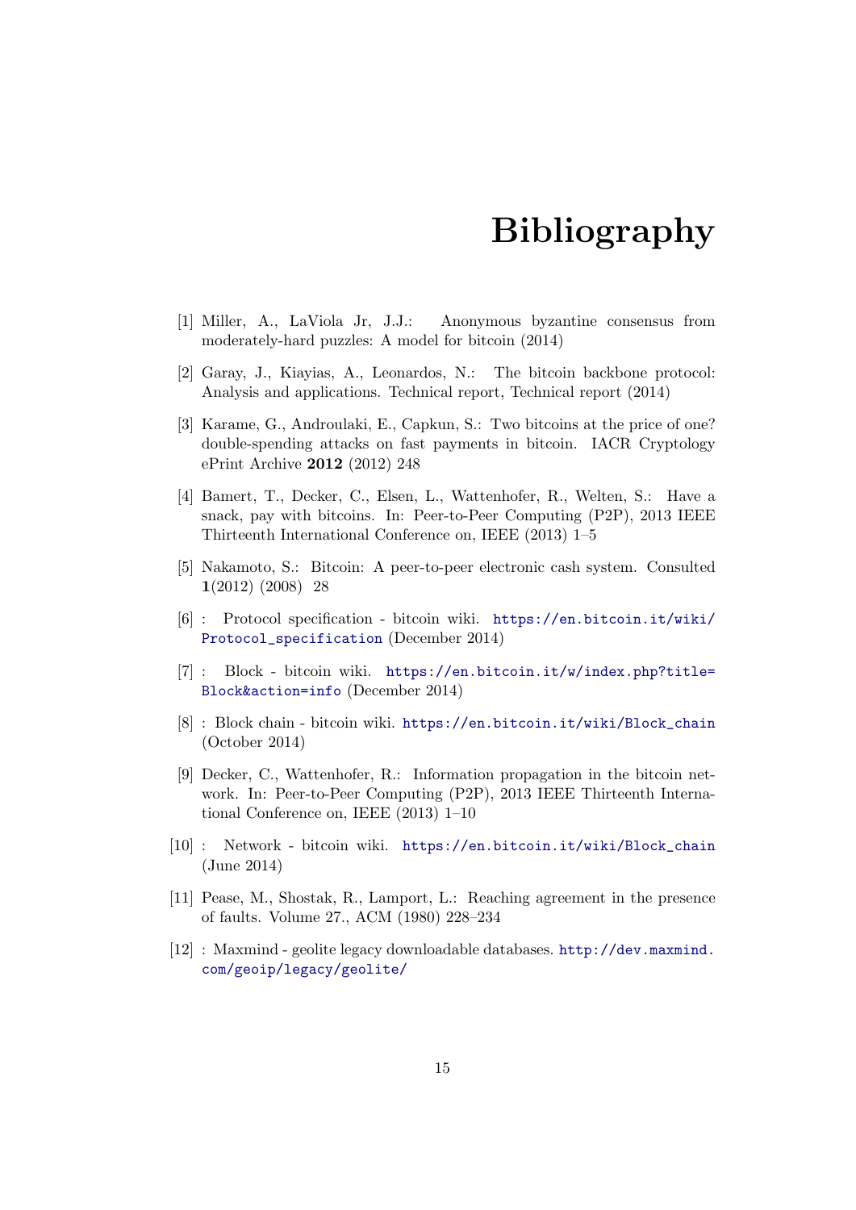# Bibliography

[1] Miller, A., LaViola Jr, J.J.: Anonymous byzantine consensus from moderately-hard puzzles: A model for bitcoin (2014)

[2] Garay, J., Kiayias, A., Leonardos, N.: The bitcoin backbone protocol: Analysis and applications. Technical report, Technical report (2014)

[3] Karame, G., Androulaki, E., Capkun, S.: Two bitcoins at the price of one? double-spending attacks on fast payments in bitcoin. IACR Cryptology ePrint Archive **2012** (2012) 248

[4] Bamert, T., Decker, C., Elsen, L., Wattenhofer, R., Welten, S.: Have a snack, pay with bitcoins. In: Peer-to-Peer Computing (P2P), 2013 IEEE Thirteenth International Conference on, IEEE (2013) 1–5

[5] Nakamoto, S.: Bitcoin: A peer-to-peer electronic cash system. Consulted **1**(2012) (2008) 28

[6] : Protocol specification - bitcoin wiki. https://en.bitcoin.it/wiki/Protocol_specification (December 2014)

[7] : Block - bitcoin wiki. https://en.bitcoin.it/w/index.php?title=Block&action=info (December 2014)

[8] : Block chain - bitcoin wiki. https://en.bitcoin.it/wiki/Block_chain (October 2014)

[9] Decker, C., Wattenhofer, R.: Information propagation in the bitcoin network. In: Peer-to-Peer Computing (P2P), 2013 IEEE Thirteenth International Conference on, IEEE (2013) 1–10

[10] : Network - bitcoin wiki. https://en.bitcoin.it/wiki/Block_chain (June 2014)

[11] Pease, M., Shostak, R., Lamport, L.: Reaching agreement in the presence of faults. Volume 27., ACM (1980) 228–234

[12] : Maxmind - geolite legacy downloadable databases. http://dev.maxmind.com/geoip/legacy/geolite/